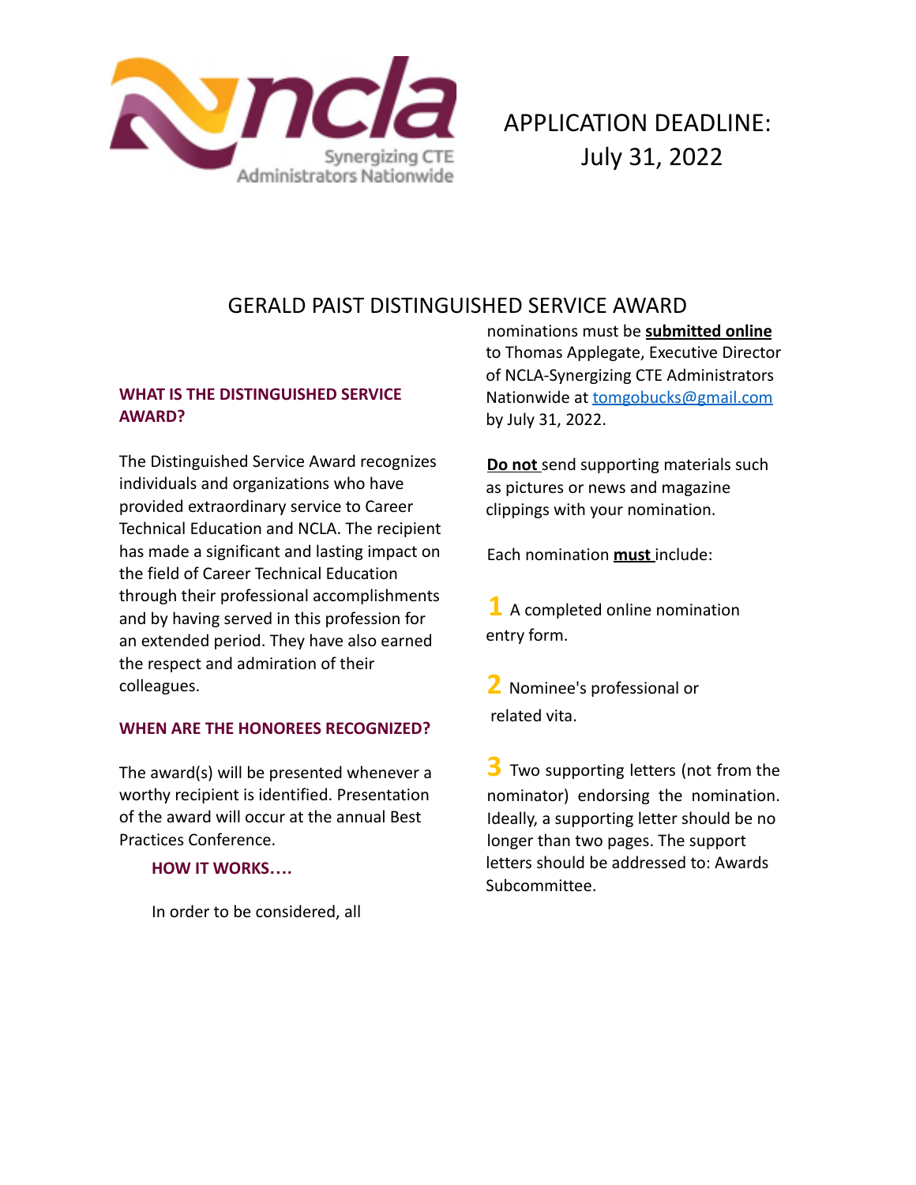APPLICATION DEADLINE:
July 31, 2022

# GERALD PAIST DISTINGUISHED SERVICE AWARD

## WHAT IS THE DISTINGUISHED SERVICE AWARD?

The Distinguished Service Award recognizes individuals and organizations who have provided extraordinary service to Career Technical Education and NCLA. The recipient has made a significant and lasting impact on the field of Career Technical Education through their professional accomplishments and by having served in this profession for an extended period. They have also earned the respect and admiration of their colleagues.

## WHEN ARE THE HONOREES RECOGNIZED?

The award(s) will be presented whenever a worthy recipient is identified. Presentation of the award will occur at the annual Best Practices Conference.

## HOW IT WORKS….

In order to be considered, all nominations must be **submitted online** to Thomas Applegate, Executive Director of NCLA-Synergizing CTE Administrators Nationwide at tomgobucks@gmail.com by July 31, 2022.

**Do not** send supporting materials such as pictures or news and magazine clippings with your nomination.

Each nomination **must** include:

1 A completed online nomination entry form.

2 Nominee's professional or related vita.

3 Two supporting letters (not from the nominator) endorsing the nomination. Ideally, a supporting letter should be no longer than two pages. The support letters should be addressed to: Awards Subcommittee.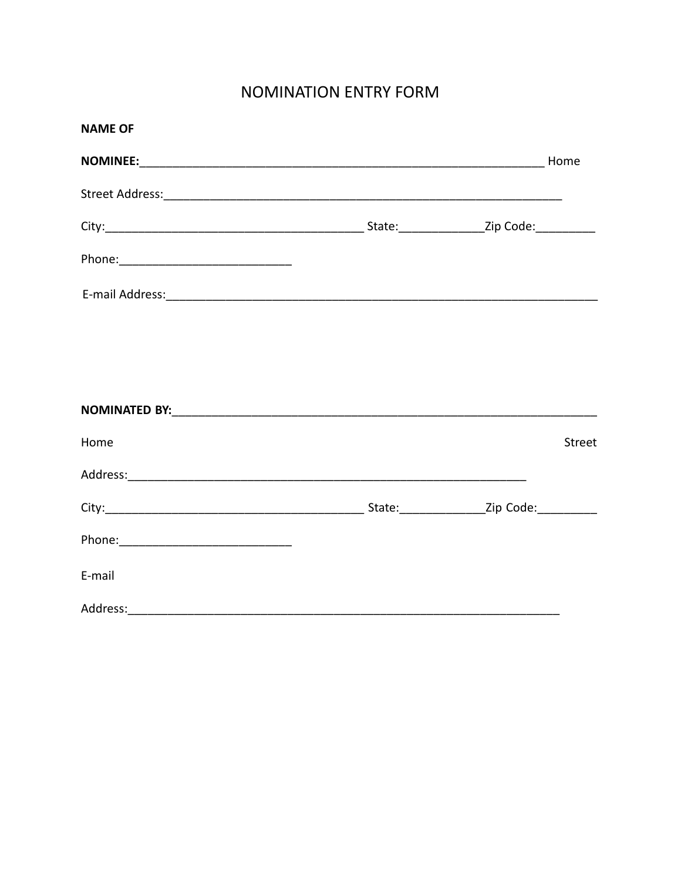# NOMINATION ENTRY FORM

**NAME OF**

**NOMINEE:**_______________________________________________________________ Home

Street Address:______________________________________________________________

City:________________________________________ State:_____________Zip Code:_________

Phone:___________________________

E-mail Address:_____________________________________________________________________

**NOMINATED BY:**___________________________________________________________________

Home Street

Address:______________________________________________________________

City:________________________________________ State:_____________Zip Code:_________

Phone:___________________________

E-mail

Address:____________________________________________________________________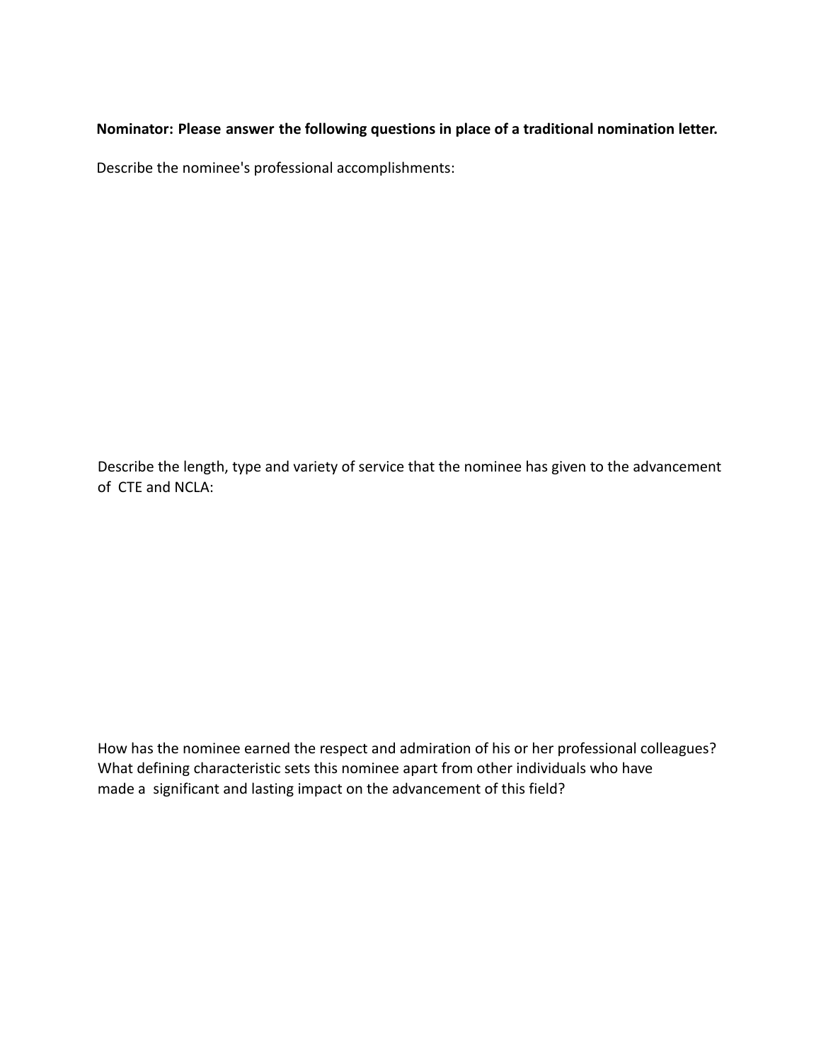**Nominator: Please answer the following questions in place of a traditional nomination letter.**

Describe the nominee's professional accomplishments:

Describe the length, type and variety of service that the nominee has given to the advancement of CTE and NCLA:

How has the nominee earned the respect and admiration of his or her professional colleagues? What defining characteristic sets this nominee apart from other individuals who have made a significant and lasting impact on the advancement of this field?